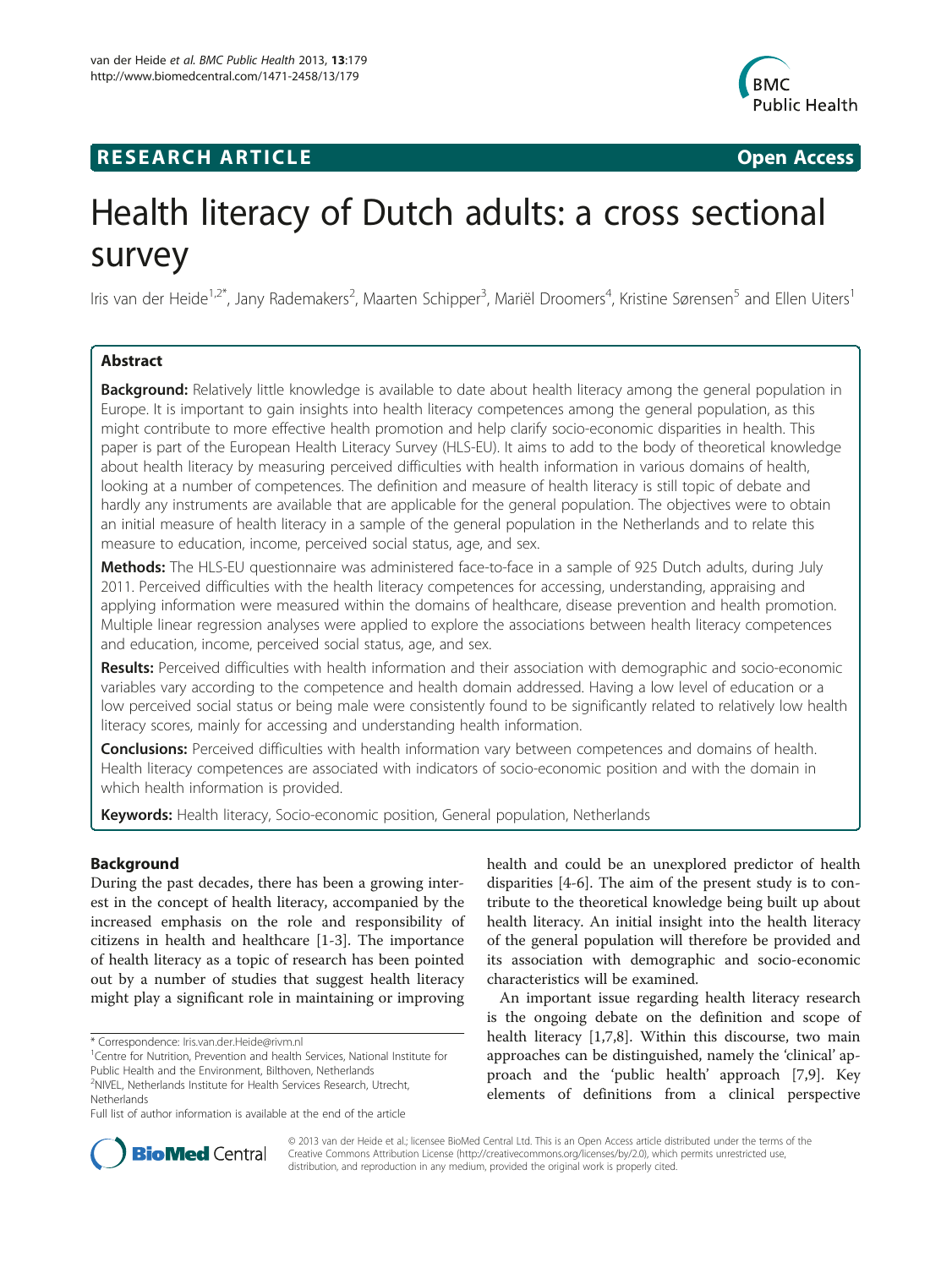**RESEARCH ARTICLE** **Open Access**

# Health literacy of Dutch adults: a cross sectional survey

Iris van der Heide[1,2*], Jany Rademakers[2], Maarten Schipper[3], Mariël Droomers[4], Kristine Sørensen[5] and Ellen Uiters[1]

## Abstract

**Background:** Relatively little knowledge is available to date about health literacy among the general population in Europe. It is important to gain insights into health literacy competences among the general population, as this might contribute to more effective health promotion and help clarify socio-economic disparities in health. This paper is part of the European Health Literacy Survey (HLS-EU). It aims to add to the body of theoretical knowledge about health literacy by measuring perceived difficulties with health information in various domains of health, looking at a number of competences. The definition and measure of health literacy is still topic of debate and hardly any instruments are available that are applicable for the general population. The objectives were to obtain an initial measure of health literacy in a sample of the general population in the Netherlands and to relate this measure to education, income, perceived social status, age, and sex.

**Methods:** The HLS-EU questionnaire was administered face-to-face in a sample of 925 Dutch adults, during July 2011. Perceived difficulties with the health literacy competences for accessing, understanding, appraising and applying information were measured within the domains of healthcare, disease prevention and health promotion. Multiple linear regression analyses were applied to explore the associations between health literacy competences and education, income, perceived social status, age, and sex.

**Results:** Perceived difficulties with health information and their association with demographic and socio-economic variables vary according to the competence and health domain addressed. Having a low level of education or a low perceived social status or being male were consistently found to be significantly related to relatively low health literacy scores, mainly for accessing and understanding health information.

**Conclusions:** Perceived difficulties with health information vary between competences and domains of health. Health literacy competences are associated with indicators of socio-economic position and with the domain in which health information is provided.

**Keywords:** Health literacy, Socio-economic position, General population, Netherlands

## Background

During the past decades, there has been a growing interest in the concept of health literacy, accompanied by the increased emphasis on the role and responsibility of citizens in health and healthcare [1-3]. The importance of health literacy as a topic of research has been pointed out by a number of studies that suggest health literacy might play a significant role in maintaining or improving health and could be an unexplored predictor of health disparities [4-6]. The aim of the present study is to contribute to the theoretical knowledge being built up about health literacy. An initial insight into the health literacy of the general population will therefore be provided and its association with demographic and socio-economic characteristics will be examined.

An important issue regarding health literacy research is the ongoing debate on the definition and scope of health literacy [1,7,8]. Within this discourse, two main approaches can be distinguished, namely the 'clinical' approach and the 'public health' approach [7,9]. Key elements of definitions from a clinical perspective

---

\* Correspondence: Iris.van.der.Heide@rivm.nl
[1]Centre for Nutrition, Prevention and health Services, National Institute for Public Health and the Environment, Bilthoven, Netherlands
[2]NIVEL, Netherlands Institute for Health Services Research, Utrecht, Netherlands
Full list of author information is available at the end of the article

© 2013 van der Heide et al.; licensee BioMed Central Ltd. This is an Open Access article distributed under the terms of the Creative Commons Attribution License (http://creativecommons.org/licenses/by/2.0), which permits unrestricted use, distribution, and reproduction in any medium, provided the original work is properly cited.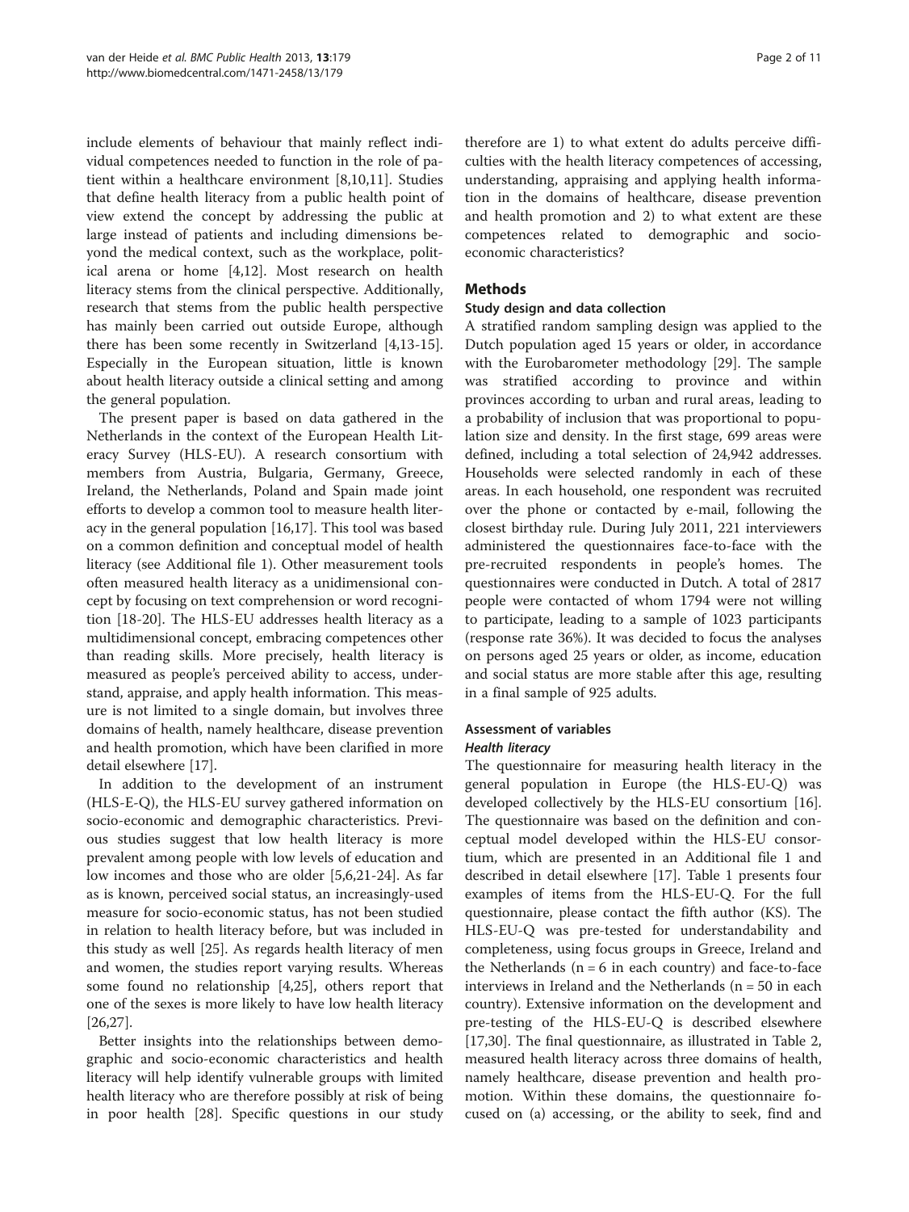include elements of behaviour that mainly reflect individual competences needed to function in the role of patient within a healthcare environment [8,10,11]. Studies that define health literacy from a public health point of view extend the concept by addressing the public at large instead of patients and including dimensions beyond the medical context, such as the workplace, political arena or home [4,12]. Most research on health literacy stems from the clinical perspective. Additionally, research that stems from the public health perspective has mainly been carried out outside Europe, although there has been some recently in Switzerland [4,13-15]. Especially in the European situation, little is known about health literacy outside a clinical setting and among the general population.

The present paper is based on data gathered in the Netherlands in the context of the European Health Literacy Survey (HLS-EU). A research consortium with members from Austria, Bulgaria, Germany, Greece, Ireland, the Netherlands, Poland and Spain made joint efforts to develop a common tool to measure health literacy in the general population [16,17]. This tool was based on a common definition and conceptual model of health literacy (see Additional file 1). Other measurement tools often measured health literacy as a unidimensional concept by focusing on text comprehension or word recognition [18-20]. The HLS-EU addresses health literacy as a multidimensional concept, embracing competences other than reading skills. More precisely, health literacy is measured as people's perceived ability to access, understand, appraise, and apply health information. This measure is not limited to a single domain, but involves three domains of health, namely healthcare, disease prevention and health promotion, which have been clarified in more detail elsewhere [17].

In addition to the development of an instrument (HLS-E-Q), the HLS-EU survey gathered information on socio-economic and demographic characteristics. Previous studies suggest that low health literacy is more prevalent among people with low levels of education and low incomes and those who are older [5,6,21-24]. As far as is known, perceived social status, an increasingly-used measure for socio-economic status, has not been studied in relation to health literacy before, but was included in this study as well [25]. As regards health literacy of men and women, the studies report varying results. Whereas some found no relationship [4,25], others report that one of the sexes is more likely to have low health literacy [26,27].

Better insights into the relationships between demographic and socio-economic characteristics and health literacy will help identify vulnerable groups with limited health literacy who are therefore possibly at risk of being in poor health [28]. Specific questions in our study therefore are 1) to what extent do adults perceive difficulties with the health literacy competences of accessing, understanding, appraising and applying health information in the domains of healthcare, disease prevention and health promotion and 2) to what extent are these competences related to demographic and socio-economic characteristics?

## Methods

### Study design and data collection

A stratified random sampling design was applied to the Dutch population aged 15 years or older, in accordance with the Eurobarometer methodology [29]. The sample was stratified according to province and within provinces according to urban and rural areas, leading to a probability of inclusion that was proportional to population size and density. In the first stage, 699 areas were defined, including a total selection of 24,942 addresses. Households were selected randomly in each of these areas. In each household, one respondent was recruited over the phone or contacted by e-mail, following the closest birthday rule. During July 2011, 221 interviewers administered the questionnaires face-to-face with the pre-recruited respondents in people's homes. The questionnaires were conducted in Dutch. A total of 2817 people were contacted of whom 1794 were not willing to participate, leading to a sample of 1023 participants (response rate 36%). It was decided to focus the analyses on persons aged 25 years or older, as income, education and social status are more stable after this age, resulting in a final sample of 925 adults.

### Assessment of variables

#### *Health literacy*

The questionnaire for measuring health literacy in the general population in Europe (the HLS-EU-Q) was developed collectively by the HLS-EU consortium [16]. The questionnaire was based on the definition and conceptual model developed within the HLS-EU consortium, which are presented in an Additional file 1 and described in detail elsewhere [17]. Table 1 presents four examples of items from the HLS-EU-Q. For the full questionnaire, please contact the fifth author (KS). The HLS-EU-Q was pre-tested for understandability and completeness, using focus groups in Greece, Ireland and the Netherlands (n = 6 in each country) and face-to-face interviews in Ireland and the Netherlands (n = 50 in each country). Extensive information on the development and pre-testing of the HLS-EU-Q is described elsewhere [17,30]. The final questionnaire, as illustrated in Table 2, measured health literacy across three domains of health, namely healthcare, disease prevention and health promotion. Within these domains, the questionnaire focused on (a) accessing, or the ability to seek, find and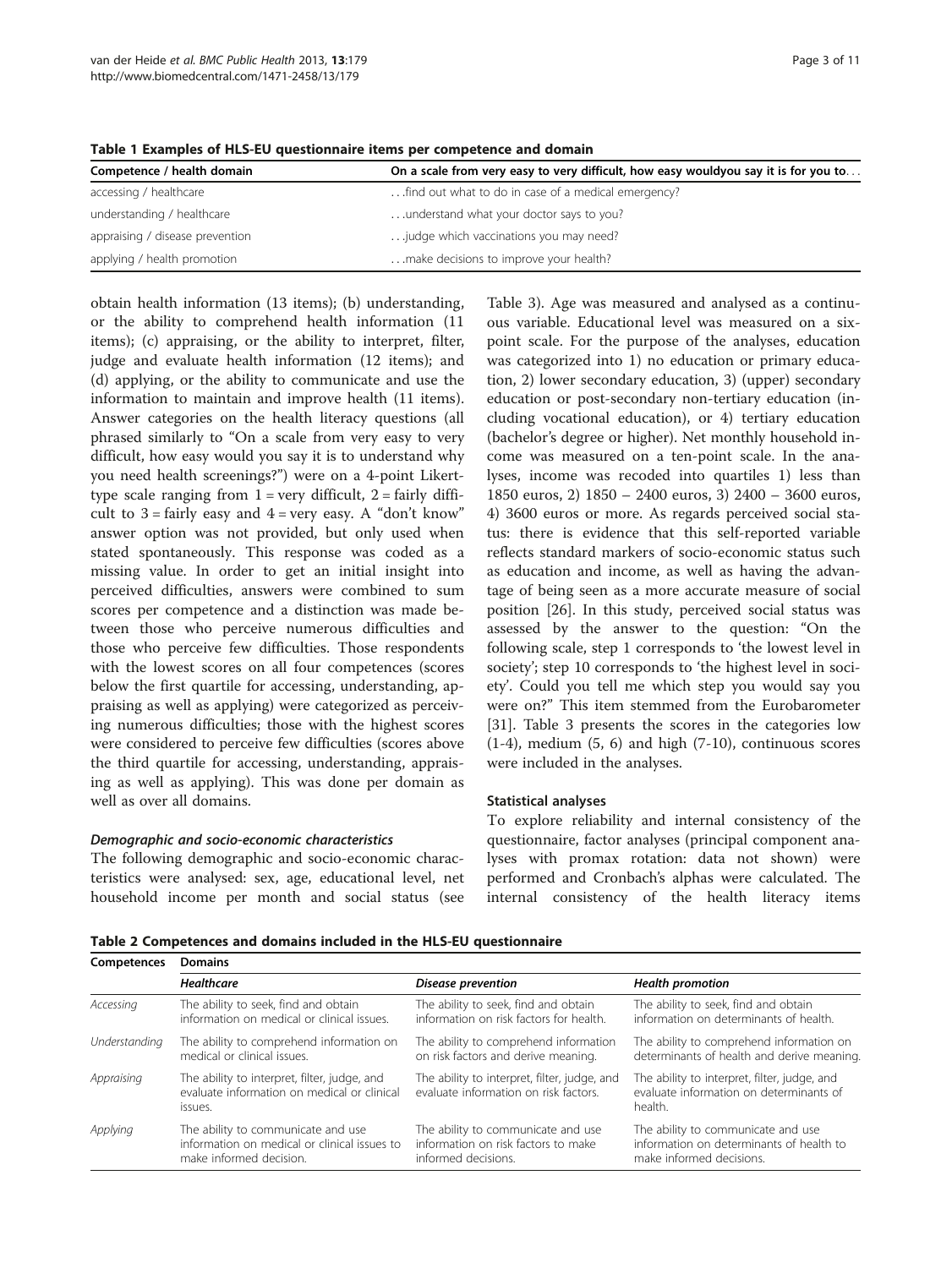**Table 1 Examples of HLS-EU questionnaire items per competence and domain**

| Competence / health domain | On a scale from very easy to very difficult, how easy wouldyou say it is for you to… |
|---|---|
| accessing / healthcare | …find out what to do in case of a medical emergency? |
| understanding / healthcare | …understand what your doctor says to you? |
| appraising / disease prevention | …judge which vaccinations you may need? |
| applying / health promotion | …make decisions to improve your health? |

obtain health information (13 items); (b) understanding, or the ability to comprehend health information (11 items); (c) appraising, or the ability to interpret, filter, judge and evaluate health information (12 items); and (d) applying, or the ability to communicate and use the information to maintain and improve health (11 items). Answer categories on the health literacy questions (all phrased similarly to "On a scale from very easy to very difficult, how easy would you say it is to understand why you need health screenings?") were on a 4-point Likert-type scale ranging from 1 = very difficult, 2 = fairly difficult to 3 = fairly easy and 4 = very easy. A "don't know" answer option was not provided, but only used when stated spontaneously. This response was coded as a missing value. In order to get an initial insight into perceived difficulties, answers were combined to sum scores per competence and a distinction was made between those who perceive numerous difficulties and those who perceive few difficulties. Those respondents with the lowest scores on all four competences (scores below the first quartile for accessing, understanding, appraising as well as applying) were categorized as perceiving numerous difficulties; those with the highest scores were considered to perceive few difficulties (scores above the third quartile for accessing, understanding, appraising as well as applying). This was done per domain as well as over all domains.

#### *Demographic and socio-economic characteristics*

The following demographic and socio-economic characteristics were analysed: sex, age, educational level, net household income per month and social status (see Table 3). Age was measured and analysed as a continuous variable. Educational level was measured on a six-point scale. For the purpose of the analyses, education was categorized into 1) no education or primary education, 2) lower secondary education, 3) (upper) secondary education or post-secondary non-tertiary education (including vocational education), or 4) tertiary education (bachelor's degree or higher). Net monthly household income was measured on a ten-point scale. In the analyses, income was recoded into quartiles 1) less than 1850 euros, 2) 1850 – 2400 euros, 3) 2400 – 3600 euros, 4) 3600 euros or more. As regards perceived social status: there is evidence that this self-reported variable reflects standard markers of socio-economic status such as education and income, as well as having the advantage of being seen as a more accurate measure of social position [26]. In this study, perceived social status was assessed by the answer to the question: "On the following scale, step 1 corresponds to 'the lowest level in society'; step 10 corresponds to 'the highest level in society'. Could you tell me which step you would say you were on?" This item stemmed from the Eurobarometer [31]. Table 3 presents the scores in the categories low (1-4), medium (5, 6) and high (7-10), continuous scores were included in the analyses.

### Statistical analyses

To explore reliability and internal consistency of the questionnaire, factor analyses (principal component analyses with promax rotation: data not shown) were performed and Cronbach's alphas were calculated. The internal consistency of the health literacy items

**Table 2 Competences and domains included in the HLS-EU questionnaire**

| Competences | Domains | | |
|---|---|---|---|
| | ***Healthcare*** | ***Disease prevention*** | ***Health promotion*** |
| *Accessing* | The ability to seek, find and obtain information on medical or clinical issues. | The ability to seek, find and obtain information on risk factors for health. | The ability to seek, find and obtain information on determinants of health. |
| *Understanding* | The ability to comprehend information on medical or clinical issues. | The ability to comprehend information on risk factors and derive meaning. | The ability to comprehend information on determinants of health and derive meaning. |
| *Appraising* | The ability to interpret, filter, judge, and evaluate information on medical or clinical issues. | The ability to interpret, filter, judge, and evaluate information on risk factors. | The ability to interpret, filter, judge, and evaluate information on determinants of health. |
| *Applying* | The ability to communicate and use information on medical or clinical issues to make informed decision. | The ability to communicate and use information on risk factors to make informed decisions. | The ability to communicate and use information on determinants of health to make informed decisions. |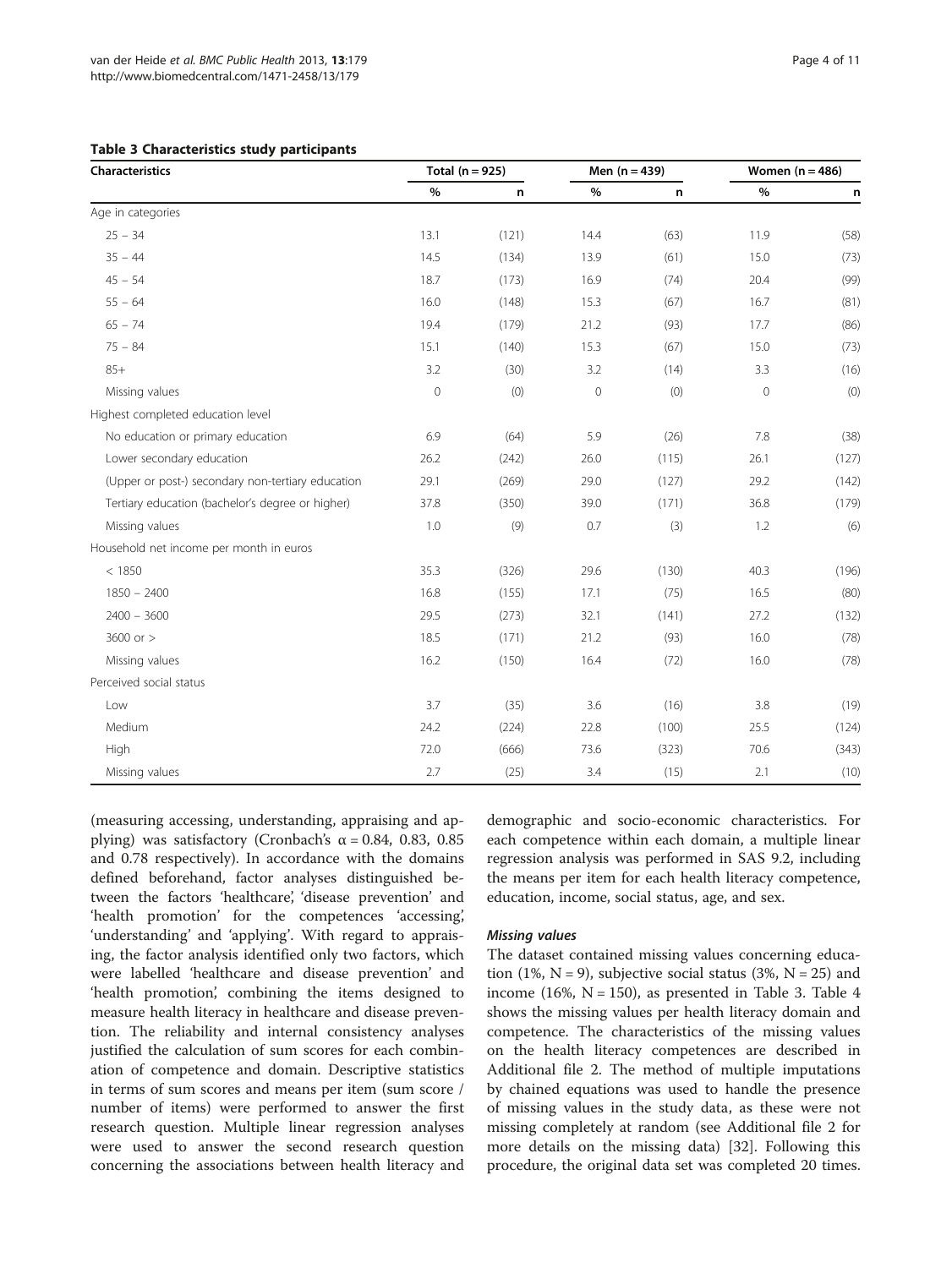**Table 3 Characteristics study participants**

| Characteristics | Total (n = 925) | | Men (n = 439) | | Women (n = 486) | |
|---|---|---|---|---|---|---|
| | % | n | % | n | % | n |
| Age in categories | | | | | | |
| 25 – 34 | 13.1 | (121) | 14.4 | (63) | 11.9 | (58) |
| 35 – 44 | 14.5 | (134) | 13.9 | (61) | 15.0 | (73) |
| 45 – 54 | 18.7 | (173) | 16.9 | (74) | 20.4 | (99) |
| 55 – 64 | 16.0 | (148) | 15.3 | (67) | 16.7 | (81) |
| 65 – 74 | 19.4 | (179) | 21.2 | (93) | 17.7 | (86) |
| 75 – 84 | 15.1 | (140) | 15.3 | (67) | 15.0 | (73) |
| 85+ | 3.2 | (30) | 3.2 | (14) | 3.3 | (16) |
| Missing values | 0 | (0) | 0 | (0) | 0 | (0) |
| Highest completed education level | | | | | | |
| No education or primary education | 6.9 | (64) | 5.9 | (26) | 7.8 | (38) |
| Lower secondary education | 26.2 | (242) | 26.0 | (115) | 26.1 | (127) |
| (Upper or post-) secondary non-tertiary education | 29.1 | (269) | 29.0 | (127) | 29.2 | (142) |
| Tertiary education (bachelor's degree or higher) | 37.8 | (350) | 39.0 | (171) | 36.8 | (179) |
| Missing values | 1.0 | (9) | 0.7 | (3) | 1.2 | (6) |
| Household net income per month in euros | | | | | | |
| < 1850 | 35.3 | (326) | 29.6 | (130) | 40.3 | (196) |
| 1850 – 2400 | 16.8 | (155) | 17.1 | (75) | 16.5 | (80) |
| 2400 – 3600 | 29.5 | (273) | 32.1 | (141) | 27.2 | (132) |
| 3600 or > | 18.5 | (171) | 21.2 | (93) | 16.0 | (78) |
| Missing values | 16.2 | (150) | 16.4 | (72) | 16.0 | (78) |
| Perceived social status | | | | | | |
| Low | 3.7 | (35) | 3.6 | (16) | 3.8 | (19) |
| Medium | 24.2 | (224) | 22.8 | (100) | 25.5 | (124) |
| High | 72.0 | (666) | 73.6 | (323) | 70.6 | (343) |
| Missing values | 2.7 | (25) | 3.4 | (15) | 2.1 | (10) |

(measuring accessing, understanding, appraising and applying) was satisfactory (Cronbach's α = 0.84, 0.83, 0.85 and 0.78 respectively). In accordance with the domains defined beforehand, factor analyses distinguished between the factors 'healthcare', 'disease prevention' and 'health promotion' for the competences 'accessing', 'understanding' and 'applying'. With regard to appraising, the factor analysis identified only two factors, which were labelled 'healthcare and disease prevention' and 'health promotion', combining the items designed to measure health literacy in healthcare and disease prevention. The reliability and internal consistency analyses justified the calculation of sum scores for each combination of competence and domain. Descriptive statistics in terms of sum scores and means per item (sum score / number of items) were performed to answer the first research question. Multiple linear regression analyses were used to answer the second research question concerning the associations between health literacy and demographic and socio-economic characteristics. For each competence within each domain, a multiple linear regression analysis was performed in SAS 9.2, including the means per item for each health literacy competence, education, income, social status, age, and sex.

#### *Missing values*

The dataset contained missing values concerning education (1%, N = 9), subjective social status (3%, N = 25) and income (16%, N = 150), as presented in Table 3. Table 4 shows the missing values per health literacy domain and competence. The characteristics of the missing values on the health literacy competences are described in Additional file 2. The method of multiple imputations by chained equations was used to handle the presence of missing values in the study data, as these were not missing completely at random (see Additional file 2 for more details on the missing data) [32]. Following this procedure, the original data set was completed 20 times.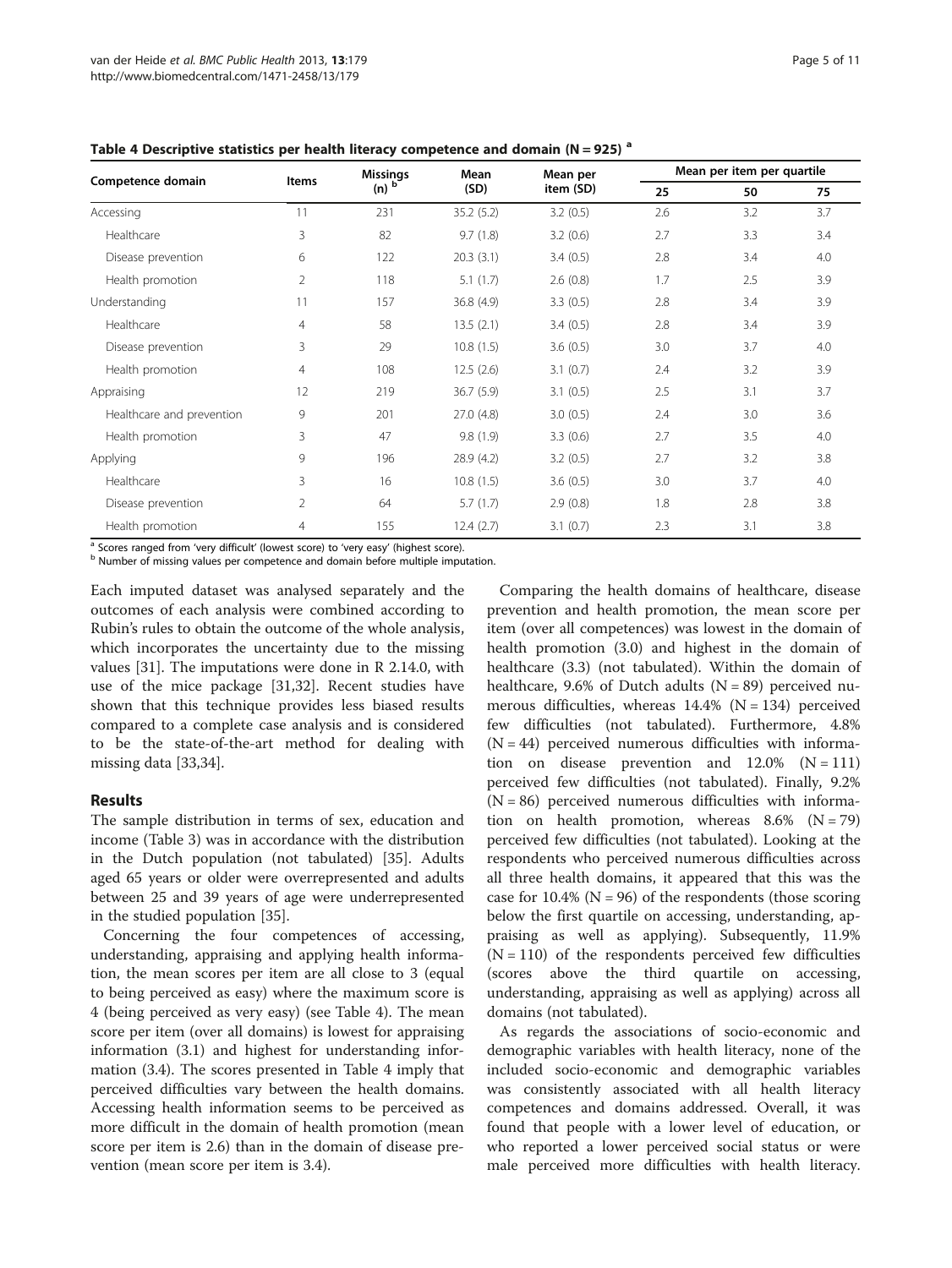**Table 4 Descriptive statistics per health literacy competence and domain (N = 925) [a]**

| Competence domain | Items | Missings (n) [b] | Mean (SD) | Mean per item (SD) | Mean per item per quartile | | |
|---|---|---|---|---|---|---|---|
| | | | | | 25 | 50 | 75 |
| Accessing | 11 | 231 | 35.2 (5.2) | 3.2 (0.5) | 2.6 | 3.2 | 3.7 |
| Healthcare | 3 | 82 | 9.7 (1.8) | 3.2 (0.6) | 2.7 | 3.3 | 3.4 |
| Disease prevention | 6 | 122 | 20.3 (3.1) | 3.4 (0.5) | 2.8 | 3.4 | 4.0 |
| Health promotion | 2 | 118 | 5.1 (1.7) | 2.6 (0.8) | 1.7 | 2.5 | 3.9 |
| Understanding | 11 | 157 | 36.8 (4.9) | 3.3 (0.5) | 2.8 | 3.4 | 3.9 |
| Healthcare | 4 | 58 | 13.5 (2.1) | 3.4 (0.5) | 2.8 | 3.4 | 3.9 |
| Disease prevention | 3 | 29 | 10.8 (1.5) | 3.6 (0.5) | 3.0 | 3.7 | 4.0 |
| Health promotion | 4 | 108 | 12.5 (2.6) | 3.1 (0.7) | 2.4 | 3.2 | 3.9 |
| Appraising | 12 | 219 | 36.7 (5.9) | 3.1 (0.5) | 2.5 | 3.1 | 3.7 |
| Healthcare and prevention | 9 | 201 | 27.0 (4.8) | 3.0 (0.5) | 2.4 | 3.0 | 3.6 |
| Health promotion | 3 | 47 | 9.8 (1.9) | 3.3 (0.6) | 2.7 | 3.5 | 4.0 |
| Applying | 9 | 196 | 28.9 (4.2) | 3.2 (0.5) | 2.7 | 3.2 | 3.8 |
| Healthcare | 3 | 16 | 10.8 (1.5) | 3.6 (0.5) | 3.0 | 3.7 | 4.0 |
| Disease prevention | 2 | 64 | 5.7 (1.7) | 2.9 (0.8) | 1.8 | 2.8 | 3.8 |
| Health promotion | 4 | 155 | 12.4 (2.7) | 3.1 (0.7) | 2.3 | 3.1 | 3.8 |

[a] Scores ranged from 'very difficult' (lowest score) to 'very easy' (highest score).
[b] Number of missing values per competence and domain before multiple imputation.

Each imputed dataset was analysed separately and the outcomes of each analysis were combined according to Rubin's rules to obtain the outcome of the whole analysis, which incorporates the uncertainty due to the missing values [31]. The imputations were done in R 2.14.0, with use of the mice package [31,32]. Recent studies have shown that this technique provides less biased results compared to a complete case analysis and is considered to be the state-of-the-art method for dealing with missing data [33,34].

## Results

The sample distribution in terms of sex, education and income (Table 3) was in accordance with the distribution in the Dutch population (not tabulated) [35]. Adults aged 65 years or older were overrepresented and adults between 25 and 39 years of age were underrepresented in the studied population [35].

Concerning the four competences of accessing, understanding, appraising and applying health information, the mean scores per item are all close to 3 (equal to being perceived as easy) where the maximum score is 4 (being perceived as very easy) (see Table 4). The mean score per item (over all domains) is lowest for appraising information (3.1) and highest for understanding information (3.4). The scores presented in Table 4 imply that perceived difficulties vary between the health domains. Accessing health information seems to be perceived as more difficult in the domain of health promotion (mean score per item is 2.6) than in the domain of disease prevention (mean score per item is 3.4).

Comparing the health domains of healthcare, disease prevention and health promotion, the mean score per item (over all competences) was lowest in the domain of health promotion (3.0) and highest in the domain of healthcare (3.3) (not tabulated). Within the domain of healthcare, 9.6% of Dutch adults (N = 89) perceived numerous difficulties, whereas 14.4% (N = 134) perceived few difficulties (not tabulated). Furthermore, 4.8% (N = 44) perceived numerous difficulties with information on disease prevention and 12.0% (N = 111) perceived few difficulties (not tabulated). Finally, 9.2% (N = 86) perceived numerous difficulties with information on health promotion, whereas 8.6% (N = 79) perceived few difficulties (not tabulated). Looking at the respondents who perceived numerous difficulties across all three health domains, it appeared that this was the case for 10.4% (N = 96) of the respondents (those scoring below the first quartile on accessing, understanding, appraising as well as applying). Subsequently, 11.9% (N = 110) of the respondents perceived few difficulties (scores above the third quartile on accessing, understanding, appraising as well as applying) across all domains (not tabulated).

As regards the associations of socio-economic and demographic variables with health literacy, none of the included socio-economic and demographic variables was consistently associated with all health literacy competences and domains addressed. Overall, it was found that people with a lower level of education, or who reported a lower perceived social status or were male perceived more difficulties with health literacy.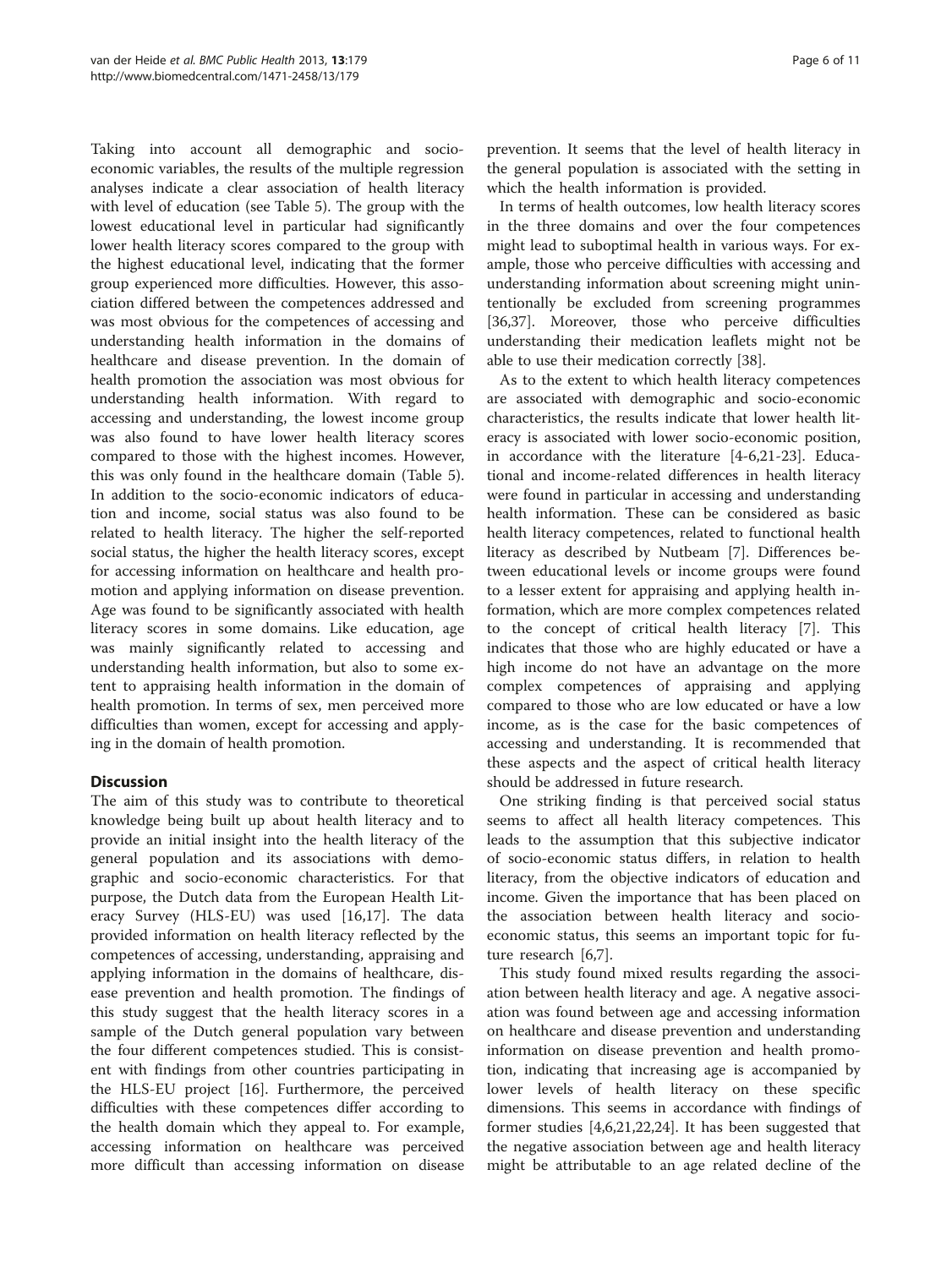Taking into account all demographic and socio-economic variables, the results of the multiple regression analyses indicate a clear association of health literacy with level of education (see Table 5). The group with the lowest educational level in particular had significantly lower health literacy scores compared to the group with the highest educational level, indicating that the former group experienced more difficulties. However, this association differed between the competences addressed and was most obvious for the competences of accessing and understanding health information in the domains of healthcare and disease prevention. In the domain of health promotion the association was most obvious for understanding health information. With regard to accessing and understanding, the lowest income group was also found to have lower health literacy scores compared to those with the highest incomes. However, this was only found in the healthcare domain (Table 5). In addition to the socio-economic indicators of education and income, social status was also found to be related to health literacy. The higher the self-reported social status, the higher the health literacy scores, except for accessing information on healthcare and health promotion and applying information on disease prevention. Age was found to be significantly associated with health literacy scores in some domains. Like education, age was mainly significantly related to accessing and understanding health information, but also to some extent to appraising health information in the domain of health promotion. In terms of sex, men perceived more difficulties than women, except for accessing and applying in the domain of health promotion.

## Discussion

The aim of this study was to contribute to theoretical knowledge being built up about health literacy and to provide an initial insight into the health literacy of the general population and its associations with demographic and socio-economic characteristics. For that purpose, the Dutch data from the European Health Literacy Survey (HLS-EU) was used [16,17]. The data provided information on health literacy reflected by the competences of accessing, understanding, appraising and applying information in the domains of healthcare, disease prevention and health promotion. The findings of this study suggest that the health literacy scores in a sample of the Dutch general population vary between the four different competences studied. This is consistent with findings from other countries participating in the HLS-EU project [16]. Furthermore, the perceived difficulties with these competences differ according to the health domain which they appeal to. For example, accessing information on healthcare was perceived more difficult than accessing information on disease prevention. It seems that the level of health literacy in the general population is associated with the setting in which the health information is provided.

In terms of health outcomes, low health literacy scores in the three domains and over the four competences might lead to suboptimal health in various ways. For example, those who perceive difficulties with accessing and understanding information about screening might unintentionally be excluded from screening programmes [36,37]. Moreover, those who perceive difficulties understanding their medication leaflets might not be able to use their medication correctly [38].

As to the extent to which health literacy competences are associated with demographic and socio-economic characteristics, the results indicate that lower health literacy is associated with lower socio-economic position, in accordance with the literature [4-6,21-23]. Educational and income-related differences in health literacy were found in particular in accessing and understanding health information. These can be considered as basic health literacy competences, related to functional health literacy as described by Nutbeam [7]. Differences between educational levels or income groups were found to a lesser extent for appraising and applying health information, which are more complex competences related to the concept of critical health literacy [7]. This indicates that those who are highly educated or have a high income do not have an advantage on the more complex competences of appraising and applying compared to those who are low educated or have a low income, as is the case for the basic competences of accessing and understanding. It is recommended that these aspects and the aspect of critical health literacy should be addressed in future research.

One striking finding is that perceived social status seems to affect all health literacy competences. This leads to the assumption that this subjective indicator of socio-economic status differs, in relation to health literacy, from the objective indicators of education and income. Given the importance that has been placed on the association between health literacy and socio-economic status, this seems an important topic for future research [6,7].

This study found mixed results regarding the association between health literacy and age. A negative association was found between age and accessing information on healthcare and disease prevention and understanding information on disease prevention and health promotion, indicating that increasing age is accompanied by lower levels of health literacy on these specific dimensions. This seems in accordance with findings of former studies [4,6,21,22,24]. It has been suggested that the negative association between age and health literacy might be attributable to an age related decline of the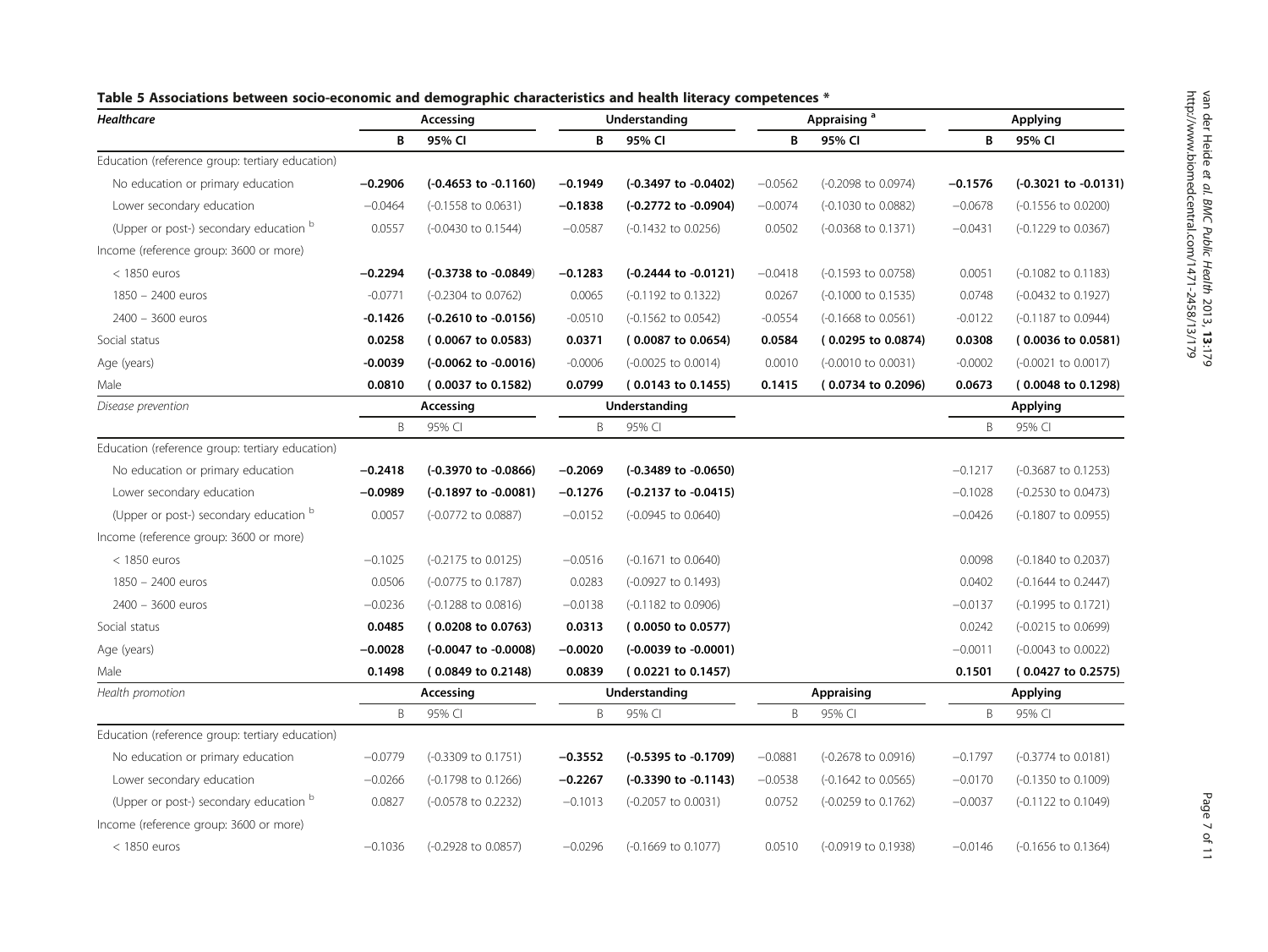**Table 5 Associations between socio-economic and demographic characteristics and health literacy competences ***

| *Healthcare* | Accessing | | Understanding | | Appraising [a] | | Applying | |
|---|---|---|---|---|---|---|---|---|
| | **B** | **95% CI** | **B** | **95% CI** | **B** | **95% CI** | **B** | **95% CI** |
| Education (reference group: tertiary education) | | | | | | | | |
| No education or primary education | **−0.2906** | **(-0.4653 to -0.1160)** | **−0.1949** | **(-0.3497 to -0.0402)** | −0.0562 | (-0.2098 to 0.0974) | **−0.1576** | **(-0.3021 to -0.0131)** |
| Lower secondary education | −0.0464 | (-0.1558 to 0.0631) | **−0.1838** | **(-0.2772 to -0.0904)** | −0.0074 | (-0.1030 to 0.0882) | −0.0678 | (-0.1556 to 0.0200) |
| (Upper or post-) secondary education [b] | 0.0557 | (-0.0430 to 0.1544) | −0.0587 | (-0.1432 to 0.0256) | 0.0502 | (-0.0368 to 0.1371) | −0.0431 | (-0.1229 to 0.0367) |
| Income (reference group: 3600 or more) | | | | | | | | |
| < 1850 euros | **−0.2294** | **(-0.3738 to -0.0849)** | **−0.1283** | **(-0.2444 to -0.0121)** | −0.0418 | (-0.1593 to 0.0758) | 0.0051 | (-0.1082 to 0.1183) |
| 1850 – 2400 euros | -0.0771 | (-0.2304 to 0.0762) | 0.0065 | (-0.1192 to 0.1322) | 0.0267 | (-0.1000 to 0.1535) | 0.0748 | (-0.0432 to 0.1927) |
| 2400 – 3600 euros | **-0.1426** | **(-0.2610 to -0.0156)** | -0.0510 | (-0.1562 to 0.0542) | -0.0554 | (-0.1668 to 0.0561) | -0.0122 | (-0.1187 to 0.0944) |
| Social status | **0.0258** | **( 0.0067 to 0.0583)** | **0.0371** | **( 0.0087 to 0.0654)** | **0.0584** | **( 0.0295 to 0.0874)** | **0.0308** | **( 0.0036 to 0.0581)** |
| Age (years) | **-0.0039** | **(-0.0062 to -0.0016)** | -0.0006 | (-0.0025 to 0.0014) | 0.0010 | (-0.0010 to 0.0031) | -0.0002 | (-0.0021 to 0.0017) |
| Male | **0.0810** | **( 0.0037 to 0.1582)** | **0.0799** | **( 0.0143 to 0.1455)** | **0.1415** | **( 0.0734 to 0.2096)** | **0.0673** | **( 0.0048 to 0.1298)** |
| *Disease prevention* | Accessing | | Understanding | | | | Applying | |
| | B | 95% CI | B | 95% CI | | | B | 95% CI |
| Education (reference group: tertiary education) | | | | | | | | |
| No education or primary education | **−0.2418** | **(-0.3970 to -0.0866)** | **−0.2069** | **(-0.3489 to -0.0650)** | | | −0.1217 | (-0.3687 to 0.1253) |
| Lower secondary education | **−0.0989** | **(-0.1897 to -0.0081)** | **−0.1276** | **(-0.2137 to -0.0415)** | | | −0.1028 | (-0.2530 to 0.0473) |
| (Upper or post-) secondary education [b] | 0.0057 | (-0.0772 to 0.0887) | −0.0152 | (-0.0945 to 0.0640) | | | −0.0426 | (-0.1807 to 0.0955) |
| Income (reference group: 3600 or more) | | | | | | | | |
| < 1850 euros | −0.1025 | (-0.2175 to 0.0125) | −0.0516 | (-0.1671 to 0.0640) | | | 0.0098 | (-0.1840 to 0.2037) |
| 1850 – 2400 euros | 0.0506 | (-0.0775 to 0.1787) | 0.0283 | (-0.0927 to 0.1493) | | | 0.0402 | (-0.1644 to 0.2447) |
| 2400 – 3600 euros | −0.0236 | (-0.1288 to 0.0816) | −0.0138 | (-0.1182 to 0.0906) | | | −0.0137 | (-0.1995 to 0.1721) |
| Social status | **0.0485** | **( 0.0208 to 0.0763)** | **0.0313** | **( 0.0050 to 0.0577)** | | | 0.0242 | (-0.0215 to 0.0699) |
| Age (years) | **−0.0028** | **(-0.0047 to -0.0008)** | **−0.0020** | **(-0.0039 to -0.0001)** | | | −0.0011 | (-0.0043 to 0.0022) |
| Male | **0.1498** | **( 0.0849 to 0.2148)** | **0.0839** | **( 0.0221 to 0.1457)** | | | **0.1501** | **( 0.0427 to 0.2575)** |
| *Health promotion* | Accessing | | Understanding | | Appraising | | Applying | |
| | B | 95% CI | B | 95% CI | B | 95% CI | B | 95% CI |
| Education (reference group: tertiary education) | | | | | | | | |
| No education or primary education | −0.0779 | (-0.3309 to 0.1751) | **−0.3552** | **(-0.5395 to -0.1709)** | −0.0881 | (-0.2678 to 0.0916) | −0.1797 | (-0.3774 to 0.0181) |
| Lower secondary education | −0.0266 | (-0.1798 to 0.1266) | **−0.2267** | **(-0.3390 to -0.1143)** | −0.0538 | (-0.1642 to 0.0565) | −0.0170 | (-0.1350 to 0.1009) |
| (Upper or post-) secondary education [b] | 0.0827 | (-0.0578 to 0.2232) | −0.1013 | (-0.2057 to 0.0031) | 0.0752 | (-0.0259 to 0.1762) | −0.0037 | (-0.1122 to 0.1049) |
| Income (reference group: 3600 or more) | | | | | | | | |
| < 1850 euros | −0.1036 | (-0.2928 to 0.0857) | −0.0296 | (-0.1669 to 0.1077) | 0.0510 | (-0.0919 to 0.1938) | −0.0146 | (-0.1656 to 0.1364) |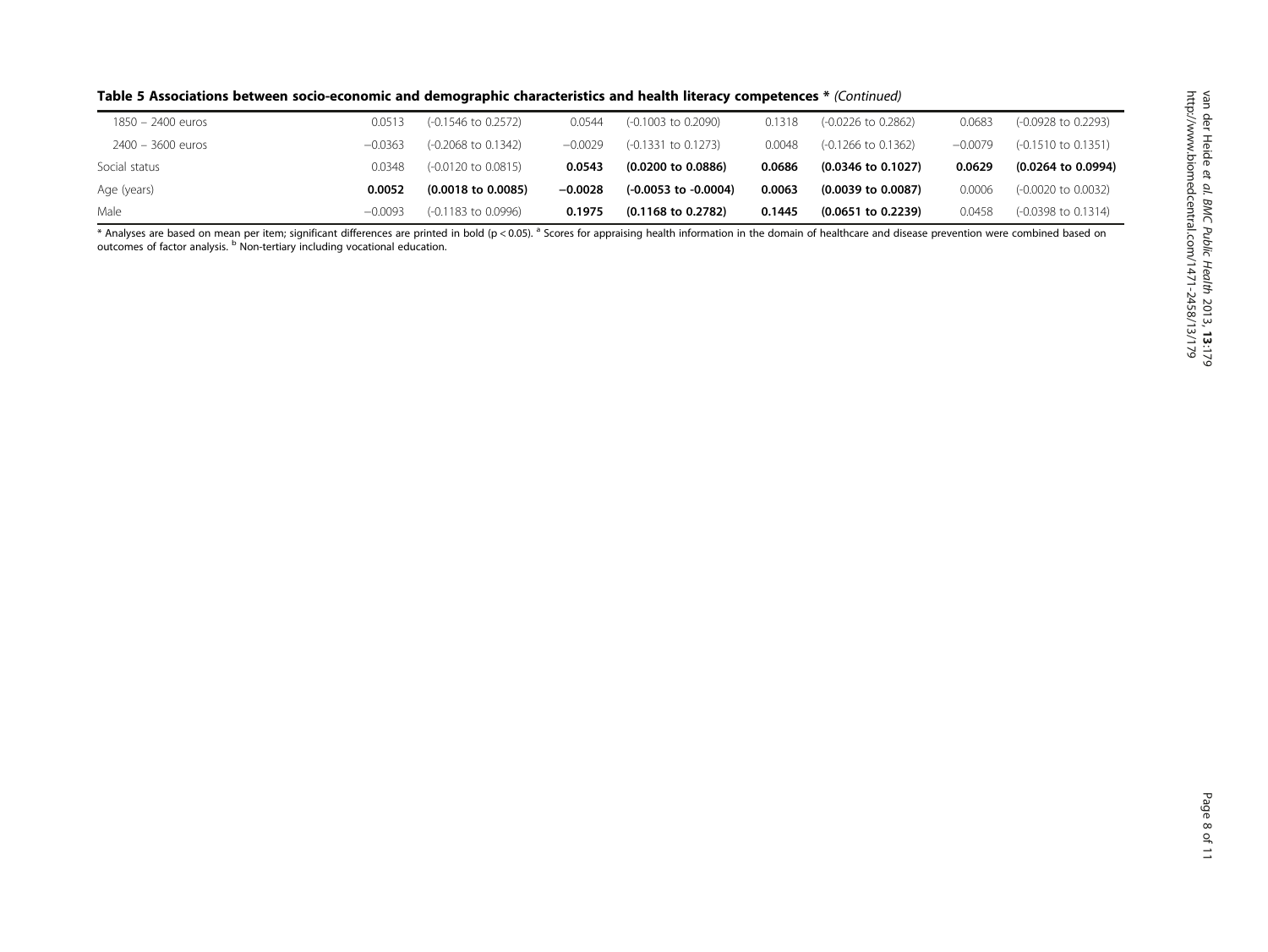**Table 5 Associations between socio-economic and demographic characteristics and health literacy competences** * *(Continued)*

| | | | | | | | | |
|---|---|---|---|---|---|---|---|---|
| 1850 – 2400 euros | 0.0513 | (-0.1546 to 0.2572) | 0.0544 | (-0.1003 to 0.2090) | 0.1318 | (-0.0226 to 0.2862) | 0.0683 | (-0.0928 to 0.2293) |
| 2400 – 3600 euros | −0.0363 | (-0.2068 to 0.1342) | −0.0029 | (-0.1331 to 0.1273) | 0.0048 | (-0.1266 to 0.1362) | −0.0079 | (-0.1510 to 0.1351) |
| Social status | 0.0348 | (-0.0120 to 0.0815) | **0.0543** | **(0.0200 to 0.0886)** | **0.0686** | **(0.0346 to 0.1027)** | **0.0629** | **(0.0264 to 0.0994)** |
| Age (years) | **0.0052** | **(0.0018 to 0.0085)** | **−0.0028** | **(-0.0053 to -0.0004)** | **0.0063** | **(0.0039 to 0.0087)** | 0.0006 | (-0.0020 to 0.0032) |
| Male | −0.0093 | (-0.1183 to 0.0996) | **0.1975** | **(0.1168 to 0.2782)** | **0.1445** | **(0.0651 to 0.2239)** | 0.0458 | (-0.0398 to 0.1314) |

* Analyses are based on mean per item; significant differences are printed in bold ($p < 0.05$). [a] Scores for appraising health information in the domain of healthcare and disease prevention were combined based on outcomes of factor analysis. [b] Non-tertiary including vocational education.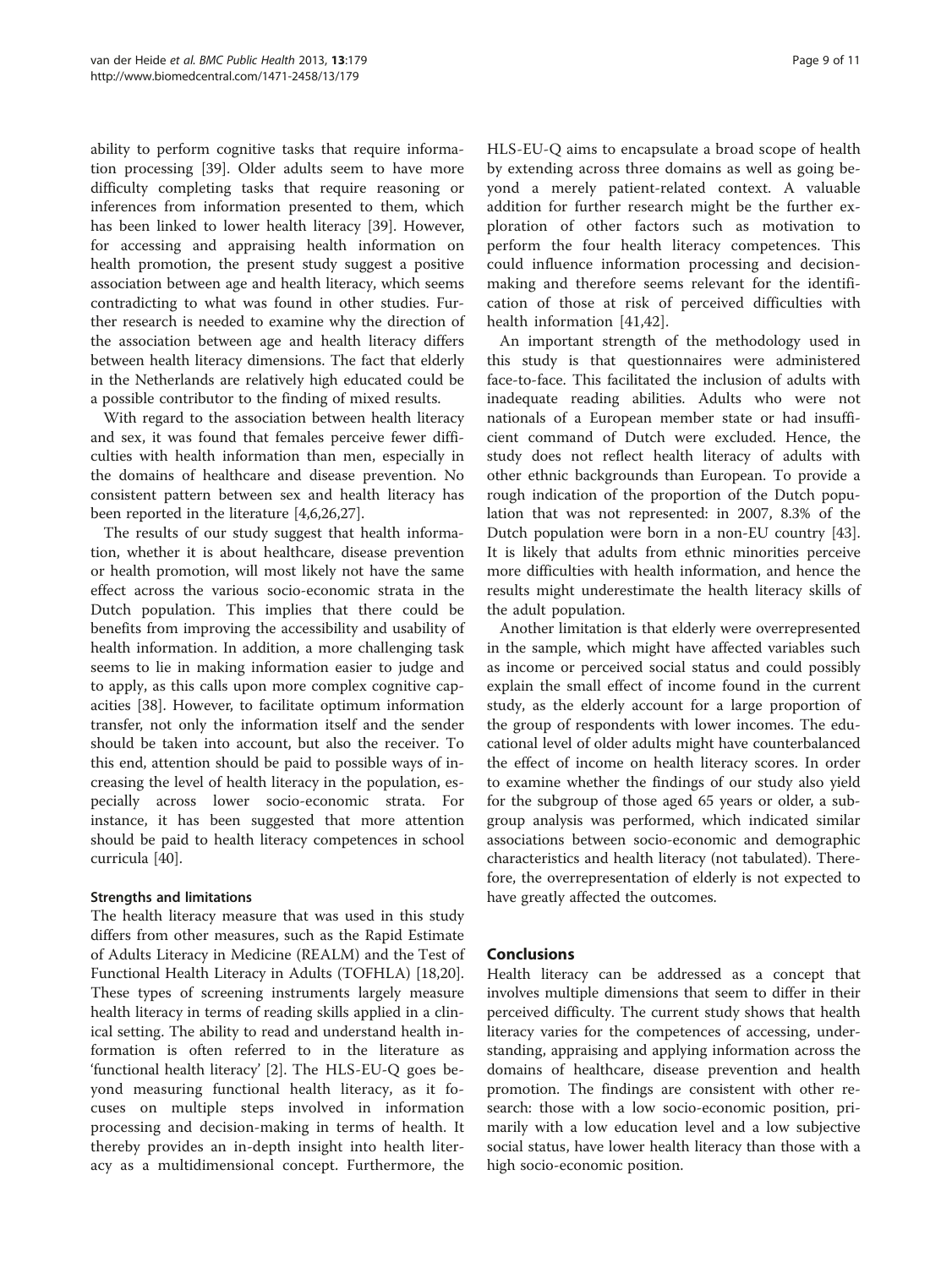ability to perform cognitive tasks that require information processing [39]. Older adults seem to have more difficulty completing tasks that require reasoning or inferences from information presented to them, which has been linked to lower health literacy [39]. However, for accessing and appraising health information on health promotion, the present study suggest a positive association between age and health literacy, which seems contradicting to what was found in other studies. Further research is needed to examine why the direction of the association between age and health literacy differs between health literacy dimensions. The fact that elderly in the Netherlands are relatively high educated could be a possible contributor to the finding of mixed results.

With regard to the association between health literacy and sex, it was found that females perceive fewer difficulties with health information than men, especially in the domains of healthcare and disease prevention. No consistent pattern between sex and health literacy has been reported in the literature [4,6,26,27].

The results of our study suggest that health information, whether it is about healthcare, disease prevention or health promotion, will most likely not have the same effect across the various socio-economic strata in the Dutch population. This implies that there could be benefits from improving the accessibility and usability of health information. In addition, a more challenging task seems to lie in making information easier to judge and to apply, as this calls upon more complex cognitive capacities [38]. However, to facilitate optimum information transfer, not only the information itself and the sender should be taken into account, but also the receiver. To this end, attention should be paid to possible ways of increasing the level of health literacy in the population, especially across lower socio-economic strata. For instance, it has been suggested that more attention should be paid to health literacy competences in school curricula [40].

### Strengths and limitations

The health literacy measure that was used in this study differs from other measures, such as the Rapid Estimate of Adults Literacy in Medicine (REALM) and the Test of Functional Health Literacy in Adults (TOFHLA) [18,20]. These types of screening instruments largely measure health literacy in terms of reading skills applied in a clinical setting. The ability to read and understand health information is often referred to in the literature as 'functional health literacy' [2]. The HLS-EU-Q goes beyond measuring functional health literacy, as it focuses on multiple steps involved in information processing and decision-making in terms of health. It thereby provides an in-depth insight into health literacy as a multidimensional concept. Furthermore, the HLS-EU-Q aims to encapsulate a broad scope of health by extending across three domains as well as going beyond a merely patient-related context. A valuable addition for further research might be the further exploration of other factors such as motivation to perform the four health literacy competences. This could influence information processing and decision-making and therefore seems relevant for the identification of those at risk of perceived difficulties with health information [41,42].

An important strength of the methodology used in this study is that questionnaires were administered face-to-face. This facilitated the inclusion of adults with inadequate reading abilities. Adults who were not nationals of a European member state or had insufficient command of Dutch were excluded. Hence, the study does not reflect health literacy of adults with other ethnic backgrounds than European. To provide a rough indication of the proportion of the Dutch population that was not represented: in 2007, 8.3% of the Dutch population were born in a non-EU country [43]. It is likely that adults from ethnic minorities perceive more difficulties with health information, and hence the results might underestimate the health literacy skills of the adult population.

Another limitation is that elderly were overrepresented in the sample, which might have affected variables such as income or perceived social status and could possibly explain the small effect of income found in the current study, as the elderly account for a large proportion of the group of respondents with lower incomes. The educational level of older adults might have counterbalanced the effect of income on health literacy scores. In order to examine whether the findings of our study also yield for the subgroup of those aged 65 years or older, a subgroup analysis was performed, which indicated similar associations between socio-economic and demographic characteristics and health literacy (not tabulated). Therefore, the overrepresentation of elderly is not expected to have greatly affected the outcomes.

## Conclusions

Health literacy can be addressed as a concept that involves multiple dimensions that seem to differ in their perceived difficulty. The current study shows that health literacy varies for the competences of accessing, understanding, appraising and applying information across the domains of healthcare, disease prevention and health promotion. The findings are consistent with other research: those with a low socio-economic position, primarily with a low education level and a low subjective social status, have lower health literacy than those with a high socio-economic position.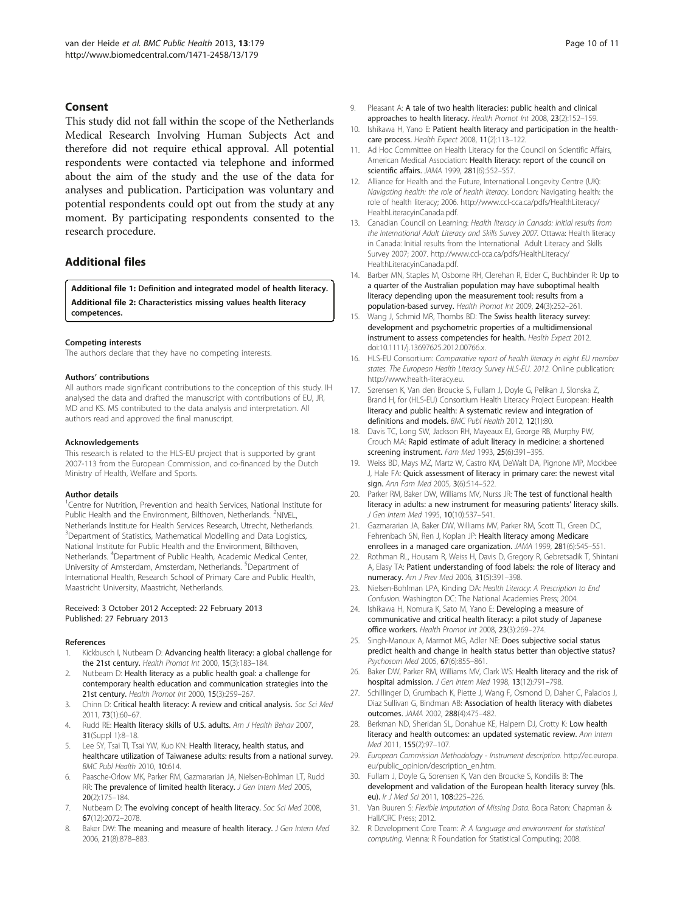## Consent

This study did not fall within the scope of the Netherlands Medical Research Involving Human Subjects Act and therefore did not require ethical approval. All potential respondents were contacted via telephone and informed about the aim of the study and the use of the data for analyses and publication. Participation was voluntary and potential respondents could opt out from the study at any moment. By participating respondents consented to the research procedure.

## Additional files

**Additional file 1: Definition and integrated model of health literacy.**

**Additional file 2: Characteristics missing values health literacy competences.**

#### Competing interests

The authors declare that they have no competing interests.

#### Authors' contributions

All authors made significant contributions to the conception of this study. IH analysed the data and drafted the manuscript with contributions of EU, JR, MD and KS. MS contributed to the data analysis and interpretation. All authors read and approved the final manuscript.

#### Acknowledgements

This research is related to the HLS-EU project that is supported by grant 2007-113 from the European Commission, and co-financed by the Dutch Ministry of Health, Welfare and Sports.

#### Author details

[1]Centre for Nutrition, Prevention and health Services, National Institute for Public Health and the Environment, Bilthoven, Netherlands. [2]NIVEL, Netherlands Institute for Health Services Research, Utrecht, Netherlands. [3]Department of Statistics, Mathematical Modelling and Data Logistics, National Institute for Public Health and the Environment, Bilthoven, Netherlands. [4]Department of Public Health, Academic Medical Center, University of Amsterdam, Amsterdam, Netherlands. [5]Department of International Health, Research School of Primary Care and Public Health, Maastricht University, Maastricht, Netherlands.

Received: 3 October 2012 Accepted: 22 February 2013
Published: 27 February 2013

#### References

1. Kickbusch I, Nutbeam D: **Advancing health literacy: a global challenge for the 21st century.** *Health Promot Int* 2000, **15**(3):183–184.
2. Nutbeam D: **Health literacy as a public health goal: a challenge for contemporary health education and communication strategies into the 21st century.** *Health Promot Int* 2000, **15**(3):259–267.
3. Chinn D: **Critical health literacy: A review and critical analysis.** *Soc Sci Med* 2011, **73**(1):60–67.
4. Rudd RE: **Health literacy skills of U.S. adults.** *Am J Health Behav* 2007, **31**(Suppl 1):8–18.
5. Lee SY, Tsai TI, Tsai YW, Kuo KN: **Health literacy, health status, and healthcare utilization of Taiwanese adults: results from a national survey.** *BMC Publ Health* 2010, **10:**614.
6. Paasche-Orlow MK, Parker RM, Gazmararian JA, Nielsen-Bohlman LT, Rudd RR: **The prevalence of limited health literacy.** *J Gen Intern Med* 2005, **20**(2):175–184.
7. Nutbeam D: **The evolving concept of health literacy.** *Soc Sci Med* 2008, **67**(12):2072–2078.
8. Baker DW: **The meaning and measure of health literacy.** *J Gen Intern Med* 2006, **21**(8):878–883.
9. Pleasant A: **A tale of two health literacies: public health and clinical approaches to health literacy.** *Health Promot Int* 2008, **23**(2):152–159.
10. Ishikawa H, Yano E: **Patient health literacy and participation in the health-care process.** *Health Expect* 2008, **11**(2):113–122.
11. Ad Hoc Committee on Health Literacy for the Council on Scientific Affairs, American Medical Association: **Health literacy: report of the council on scientific affairs.** *JAMA* 1999, **281**(6):552–557.
12. Alliance for Health and the Future, International Longevity Centre (UK): *Navigating health: the role of health literacy.* London: Navigating health: the role of health literacy; 2006. http://www.ccl-cca.ca/pdfs/HealthLiteracy/HealthLiteracyinCanada.pdf.
13. Canadian Council on Learning: *Health literacy in Canada: Initial results from the International Adult Literacy and Skills Survey 2007.* Ottawa: Health literacy in Canada: Initial results from the International Adult Literacy and Skills Survey 2007; 2007. http://www.ccl-cca.ca/pdfs/HealthLiteracy/HealthLiteracyinCanada.pdf.
14. Barber MN, Staples M, Osborne RH, Clerehan R, Elder C, Buchbinder R: **Up to a quarter of the Australian population may have suboptimal health literacy depending upon the measurement tool: results from a population-based survey.** *Health Promot Int* 2009, **24**(3):252–261.
15. Wang J, Schmid MR, Thombs BD: **The Swiss health literacy survey: development and psychometric properties of a multidimensional instrument to assess competencies for health.** *Health Expect* 2012. doi:10.1111/j.13697625.2012.00766.x.
16. HLS-EU Consortium: *Comparative report of health literacy in eight EU member states. The European Health Literacy Survey HLS-EU. 2012.* Online publication: http://www.health-literacy.eu.
17. Sørensen K, Van den Broucke S, Fullam J, Doyle G, Pelikan J, Slonska Z, Brand H, for (HLS-EU) Consortium Health Literacy Project European: **Health literacy and public health: A systematic review and integration of definitions and models.** *BMC Publ Health* 2012, **12**(1):80.
18. Davis TC, Long SW, Jackson RH, Mayeaux EJ, George RB, Murphy PW, Crouch MA: **Rapid estimate of adult literacy in medicine: a shortened screening instrument.** *Fam Med* 1993, **25**(6):391–395.
19. Weiss BD, Mays MZ, Martz W, Castro KM, DeWalt DA, Pignone MP, Mockbee J, Hale FA: **Quick assessment of literacy in primary care: the newest vital sign.** *Ann Fam Med* 2005, **3**(6):514–522.
20. Parker RM, Baker DW, Williams MV, Nurss JR: **The test of functional health literacy in adults: a new instrument for measuring patients' literacy skills.** *J Gen Intern Med* 1995, **10**(10):537–541.
21. Gazmararian JA, Baker DW, Williams MV, Parker RM, Scott TL, Green DC, Fehrenbach SN, Ren J, Koplan JP: **Health literacy among Medicare enrollees in a managed care organization.** *JAMA* 1999, **281**(6):545–551.
22. Rothman RL, Housam R, Weiss H, Davis D, Gregory R, Gebretsadik T, Shintani A, Elasy TA: **Patient understanding of food labels: the role of literacy and numeracy.** *Am J Prev Med* 2006, **31**(5):391–398.
23. Nielsen-Bohlman LPA, Kinding DA: *Health Literacy: A Prescription to End Confusion.* Washington DC: The National Academies Press; 2004.
24. Ishikawa H, Nomura K, Sato M, Yano E: **Developing a measure of communicative and critical health literacy: a pilot study of Japanese office workers.** *Health Promot Int* 2008, **23**(3):269–274.
25. Singh-Manoux A, Marmot MG, Adler NE: **Does subjective social status predict health and change in health status better than objective status?** *Psychosom Med* 2005, **67**(6):855–861.
26. Baker DW, Parker RM, Williams MV, Clark WS: **Health literacy and the risk of hospital admission.** *J Gen Intern Med* 1998, **13**(12):791–798.
27. Schillinger D, Grumbach K, Piette J, Wang F, Osmond D, Daher C, Palacios J, Diaz Sullivan G, Bindman AB: **Association of health literacy with diabetes outcomes.** *JAMA* 2002, **288**(4):475–482.
28. Berkman ND, Sheridan SL, Donahue KE, Halpern DJ, Crotty K: **Low health literacy and health outcomes: an updated systematic review.** *Ann Intern Med* 2011, **155**(2):97–107.
29. *European Commission Methodology - Instrument description.* http://ec.europa.eu/public_opinion/description_en.htm.
30. Fullam J, Doyle G, Sorensen K, Van den Broucke S, Kondilis B: **The development and validation of the European health literacy survey (hls.eu).** *Ir J Med Sci* 2011, **108:**225–226.
31. Van Buuren S: *Flexible Imputation of Missing Data.* Boca Raton: Chapman & Hall/CRC Press; 2012.
32. R Development Core Team: *R: A language and environment for statistical computing.* Vienna: R Foundation for Statistical Computing; 2008.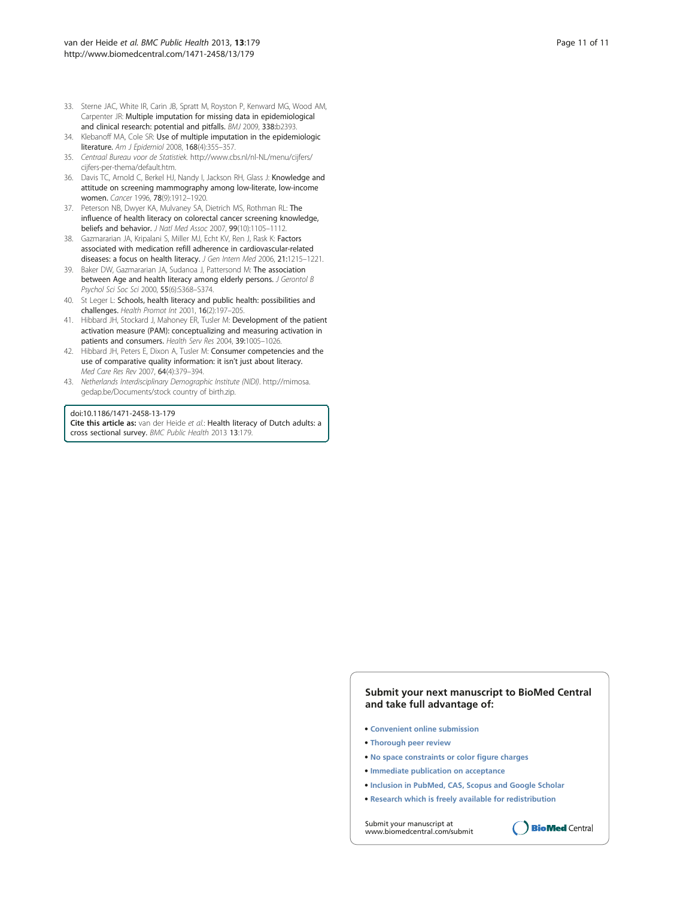33. Sterne JAC, White IR, Carin JB, Spratt M, Royston P, Kenward MG, Wood AM, Carpenter JR: **Multiple imputation for missing data in epidemiological and clinical research: potential and pitfalls.** *BMJ* 2009, **338:**b2393.
34. Klebanoff MA, Cole SR: **Use of multiple imputation in the epidemiologic literature.** *Am J Epidemiol* 2008, **168**(4):355–357.
35. *Centraal Bureau voor de Statistiek.* http://www.cbs.nl/nl-NL/menu/cijfers/cijfers-per-thema/default.htm.
36. Davis TC, Arnold C, Berkel HJ, Nandy I, Jackson RH, Glass J: **Knowledge and attitude on screening mammography among low-literate, low-income women.** *Cancer* 1996, **78**(9):1912–1920.
37. Peterson NB, Dwyer KA, Mulvaney SA, Dietrich MS, Rothman RL: **The influence of health literacy on colorectal cancer screening knowledge, beliefs and behavior.** *J Natl Med Assoc* 2007, **99**(10):1105–1112.
38. Gazmararian JA, Kripalani S, Miller MJ, Echt KV, Ren J, Rask K: **Factors associated with medication refill adherence in cardiovascular-related diseases: a focus on health literacy.** *J Gen Intern Med* 2006, **21:**1215–1221.
39. Baker DW, Gazmararian JA, Sudanoa J, Pattersond M: **The association between Age and health literacy among elderly persons.** *J Gerontol B Psychol Sci Soc Sci* 2000, **55**(6):S368–S374.
40. St Leger L: **Schools, health literacy and public health: possibilities and challenges.** *Health Promot Int* 2001, **16**(2):197–205.
41. Hibbard JH, Stockard J, Mahoney ER, Tusler M: **Development of the patient activation measure (PAM): conceptualizing and measuring activation in patients and consumers.** *Health Serv Res* 2004, **39:**1005–1026.
42. Hibbard JH, Peters E, Dixon A, Tusler M: **Consumer competencies and the use of comparative quality information: it isn't just about literacy.** *Med Care Res Rev* 2007, **64**(4):379–394.
43. *Netherlands Interdisciplinary Demographic Institute (NIDI).* http://mimosa.gedap.be/Documents/stock country of birth.zip.

doi:10.1186/1471-2458-13-179

**Cite this article as:** van der Heide *et al.*: Health literacy of Dutch adults: a cross sectional survey. *BMC Public Health* 2013 **13**:179.

**Submit your next manuscript to BioMed Central and take full advantage of:**

- **Convenient online submission**
- **Thorough peer review**
- **No space constraints or color figure charges**
- **Immediate publication on acceptance**
- **Inclusion in PubMed, CAS, Scopus and Google Scholar**
- **Research which is freely available for redistribution**

Submit your manuscript at
www.biomedcentral.com/submit

BioMed Central